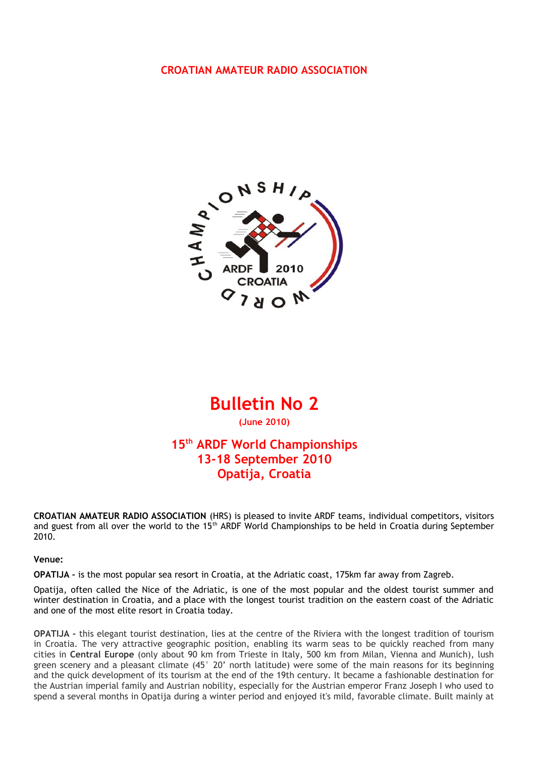CROATIAN AMATEUR RADIO ASSOCIATION

# Bulletin No 2

**(June 2010)**

## 15th ARDF World Championships
## 13-18 September 2010
## Opatija, Croatia

**CROATIAN AMATEUR RADIO ASSOCIATION** (HRS) is pleased to invite ARDF teams, individual competitors, visitors and guest from all over the world to the 15th ARDF World Championships to be held in Croatia during September 2010.

**Venue:**

**OPATIJA** – is the most popular sea resort in Croatia, at the Adriatic coast, 175km far away from Zagreb.

Opatija, often called the Nice of the Adriatic, is one of the most popular and the oldest tourist summer and winter destination in Croatia, and a place with the longest tourist tradition on the eastern coast of the Adriatic and one of the most elite resort in Croatia today.

**OPATIJA** - this elegant tourist destination, lies at the centre of the Riviera with the longest tradition of tourism in Croatia. The very attractive geographic position, enabling its warm seas to be quickly reached from many cities in **Central Europe** (only about 90 km from Trieste in Italy, 500 km from Milan, Vienna and Munich), lush green scenery and a pleasant climate (45° 20' north latitude) were some of the main reasons for its beginning and the quick development of its tourism at the end of the 19th century. It became a fashionable destination for the Austrian imperial family and Austrian nobility, especially for the Austrian emperor Franz Joseph I who used to spend a several months in Opatija during a winter period and enjoyed it's mild, favorable climate. Built mainly at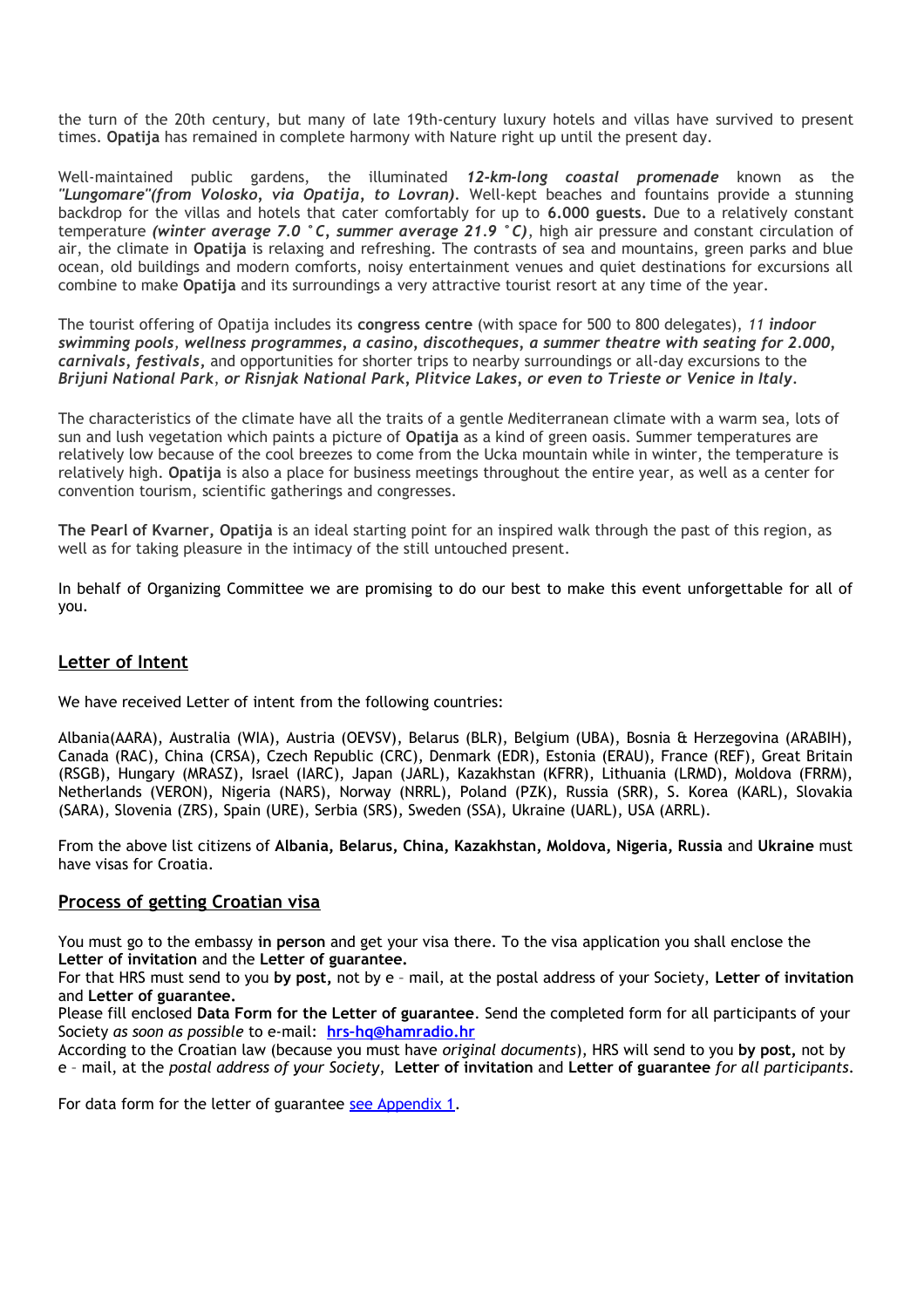the turn of the 20th century, but many of late 19th-century luxury hotels and villas have survived to present times. **Opatija** has remained in complete harmony with Nature right up until the present day.

Well-maintained public gardens, the illuminated ***12-km-long coastal promenade*** known as the ***"Lungomare"(from Volosko, via Opatija, to Lovran)***. Well-kept beaches and fountains provide a stunning backdrop for the villas and hotels that cater comfortably for up to **6.000 guests.** Due to a relatively constant temperature ***(winter average 7.0 °C, summer average 21.9 °C)***, high air pressure and constant circulation of air, the climate in **Opatija** is relaxing and refreshing. The contrasts of sea and mountains, green parks and blue ocean, old buildings and modern comforts, noisy entertainment venues and quiet destinations for excursions all combine to make **Opatija** and its surroundings a very attractive tourist resort at any time of the year.

The tourist offering of Opatija includes its **congress centre** (with space for 500 to 800 delegates), *11* ***indoor swimming pools***, ***wellness programmes, a casino, discotheques, a summer theatre with seating for 2.000, carnivals, festivals,*** and opportunities for shorter trips to nearby surroundings or all-day excursions to the ***Brijuni National Park****, or* ***Risnjak National Park, Plitvice Lakes****, or even to* ***Trieste*** *or* ***Venice*** *in* ***Italy***.

The characteristics of the climate have all the traits of a gentle Mediterranean climate with a warm sea, lots of sun and lush vegetation which paints a picture of **Opatija** as a kind of green oasis. Summer temperatures are relatively low because of the cool breezes to come from the Ucka mountain while in winter, the temperature is relatively high. **Opatija** is also a place for business meetings throughout the entire year, as well as a center for convention tourism, scientific gatherings and congresses.

**The Pearl of Kvarner, Opatija** is an ideal starting point for an inspired walk through the past of this region, as well as for taking pleasure in the intimacy of the still untouched present.

In behalf of Organizing Committee we are promising to do our best to make this event unforgettable for all of you.

## Letter of Intent

We have received Letter of intent from the following countries:

Albania(AARA), Australia (WIA), Austria (OEVSV), Belarus (BLR), Belgium (UBA), Bosnia & Herzegovina (ARABIH), Canada (RAC), China (CRSA), Czech Republic (CRC), Denmark (EDR), Estonia (ERAU), France (REF), Great Britain (RSGB), Hungary (MRASZ), Israel (IARC), Japan (JARL), Kazakhstan (KFRR), Lithuania (LRMD), Moldova (FRRM), Netherlands (VERON), Nigeria (NARS), Norway (NRRL), Poland (PZK), Russia (SRR), S. Korea (KARL), Slovakia (SARA), Slovenia (ZRS), Spain (URE), Serbia (SRS), Sweden (SSA), Ukraine (UARL), USA (ARRL).

From the above list citizens of **Albania, Belarus, China, Kazakhstan, Moldova, Nigeria, Russia** and **Ukraine** must have visas for Croatia.

## Process of getting Croatian visa

You must go to the embassy **in person** and get your visa there. To the visa application you shall enclose the **Letter of invitation** and the **Letter of guarantee.**
For that HRS must send to you **by post,** not by e – mail, at the postal address of your Society, **Letter of invitation** and **Letter of guarantee.**
Please fill enclosed **Data Form for the Letter of guarantee**. Send the completed form for all participants of your Society *as soon as possible* to e-mail: **hrs-hq@hamradio.hr**
According to the Croatian law (because you must have *original documents*), HRS will send to you **by post,** not by e – mail, at the *postal address of your Society*, **Letter of invitation** and **Letter of guarantee** *for all participants*.

For data form for the letter of guarantee see Appendix 1.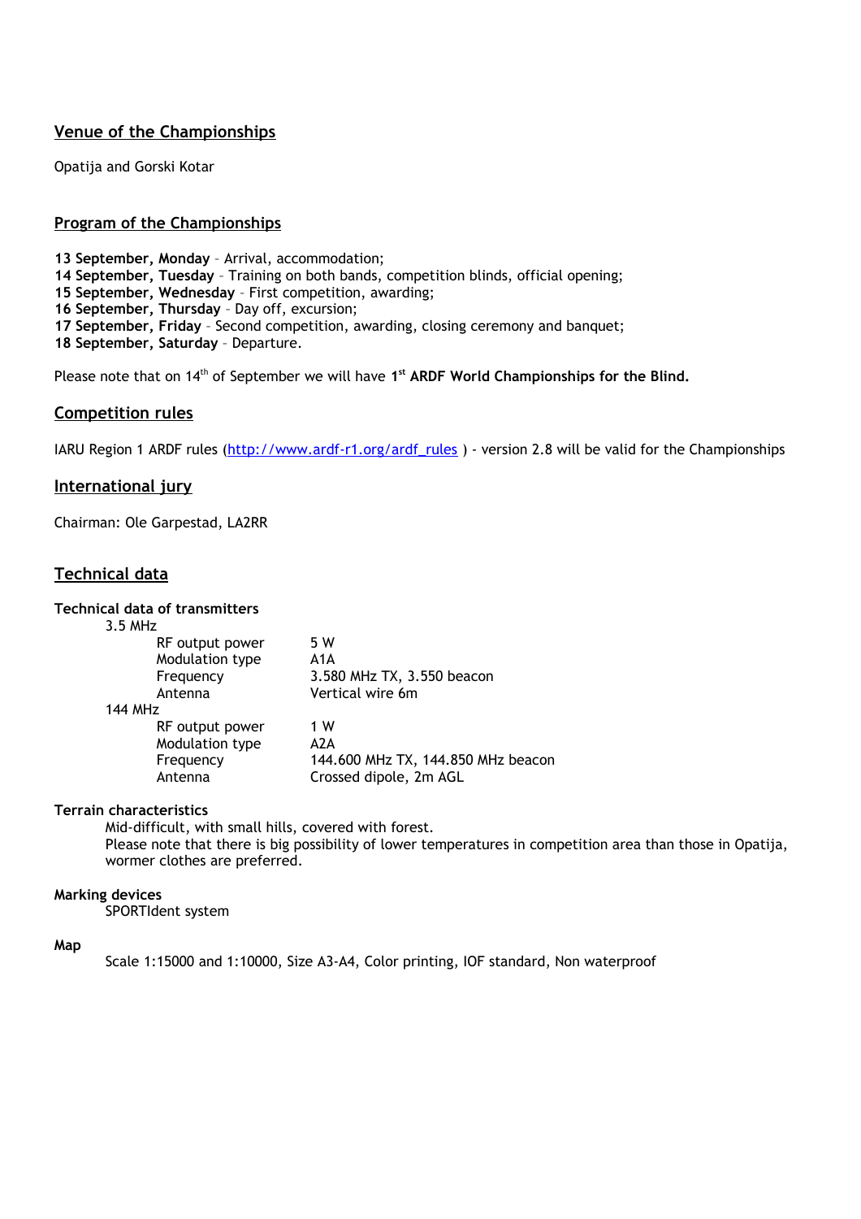## Venue of the Championships

Opatija and Gorski Kotar

## Program of the Championships

**13 September, Monday** – Arrival, accommodation;
**14 September, Tuesday** – Training on both bands, competition blinds, official opening;
**15 September, Wednesday** – First competition, awarding;
**16 September, Thursday** – Day off, excursion;
**17 September, Friday** – Second competition, awarding, closing ceremony and banquet;
**18 September, Saturday** - Departure.

Please note that on 14th of September we will have **1st ARDF World Championships for the Blind.**

## Competition rules

IARU Region 1 ARDF rules (http://www.ardf-r1.org/ardf_rules ) - version 2.8 will be valid for the Championships

## International jury

Chairman: Ole Garpestad, LA2RR

## Technical data

**Technical data of transmitters**

3.5 MHz

| | |
|---|---|
| RF output power | 5 W |
| Modulation type | A1A |
| Frequency | 3.580 MHz TX, 3.550 beacon |
| Antenna | Vertical wire 6m |

144 MHz

| | |
|---|---|
| RF output power | 1 W |
| Modulation type | A2A |
| Frequency | 144.600 MHz TX, 144.850 MHz beacon |
| Antenna | Crossed dipole, 2m AGL |

**Terrain characteristics**

Mid-difficult, with small hills, covered with forest.
Please note that there is big possibility of lower temperatures in competition area than those in Opatija, wormer clothes are preferred.

**Marking devices**

SPORTIdent system

**Map**

Scale 1:15000 and 1:10000, Size A3-A4, Color printing, IOF standard, Non waterproof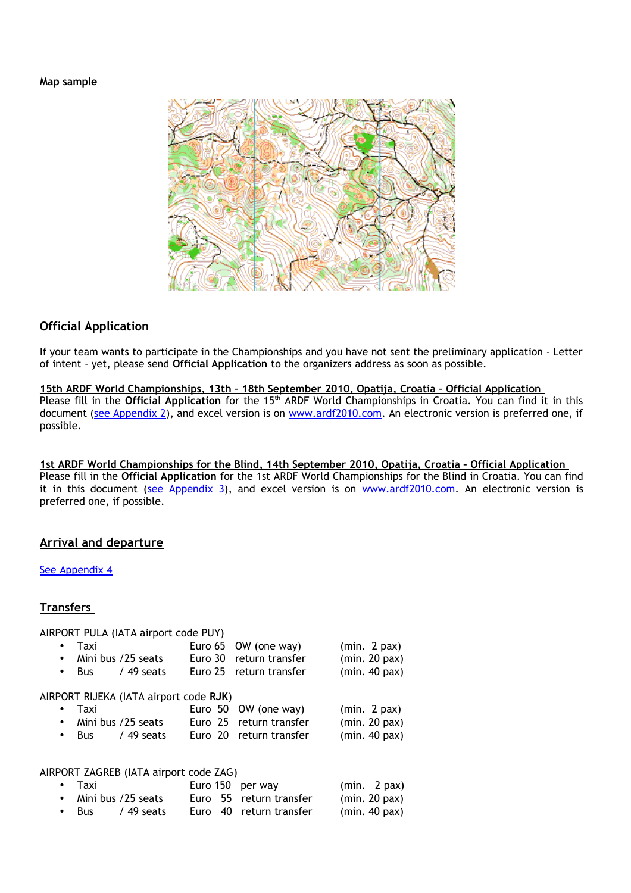**Map sample**

## Official Application

If your team wants to participate in the Championships and you have not sent the preliminary application - Letter of intent - yet, please send **Official Application** to the organizers address as soon as possible.

**15th ARDF World Championships, 13th – 18th September 2010, Opatija, Croatia - Official Application**

Please fill in the **Official Application** for the 15th ARDF World Championships in Croatia. You can find it in this document (see Appendix 2), and excel version is on www.ardf2010.com. An electronic version is preferred one, if possible.

**1st ARDF World Championships for the Blind, 14th September 2010, Opatija, Croatia - Official Application**

Please fill in the **Official Application** for the 1st ARDF World Championships for the Blind in Croatia. You can find it in this document (see Appendix 3), and excel version is on www.ardf2010.com. An electronic version is preferred one, if possible.

## Arrival and departure

See Appendix 4

## Transfers

AIRPORT PULA (IATA airport code PUY)

- Taxi — Euro 65 — OW (one way) — (min. 2 pax)
- Mini bus /25 seats — Euro 30 — return transfer — (min. 20 pax)
- Bus / 49 seats — Euro 25 — return transfer — (min. 40 pax)

AIRPORT RIJEKA (IATA airport code **RJK**)

- Taxi — Euro 50 — OW (one way) — (min. 2 pax)
- Mini bus /25 seats — Euro 25 — return transfer — (min. 20 pax)
- Bus / 49 seats — Euro 20 — return transfer — (min. 40 pax)

AIRPORT ZAGREB (IATA airport code ZAG)

- Taxi — Euro 150 — per way — (min. 2 pax)
- Mini bus /25 seats — Euro 55 — return transfer — (min. 20 pax)
- Bus / 49 seats — Euro 40 — return transfer — (min. 40 pax)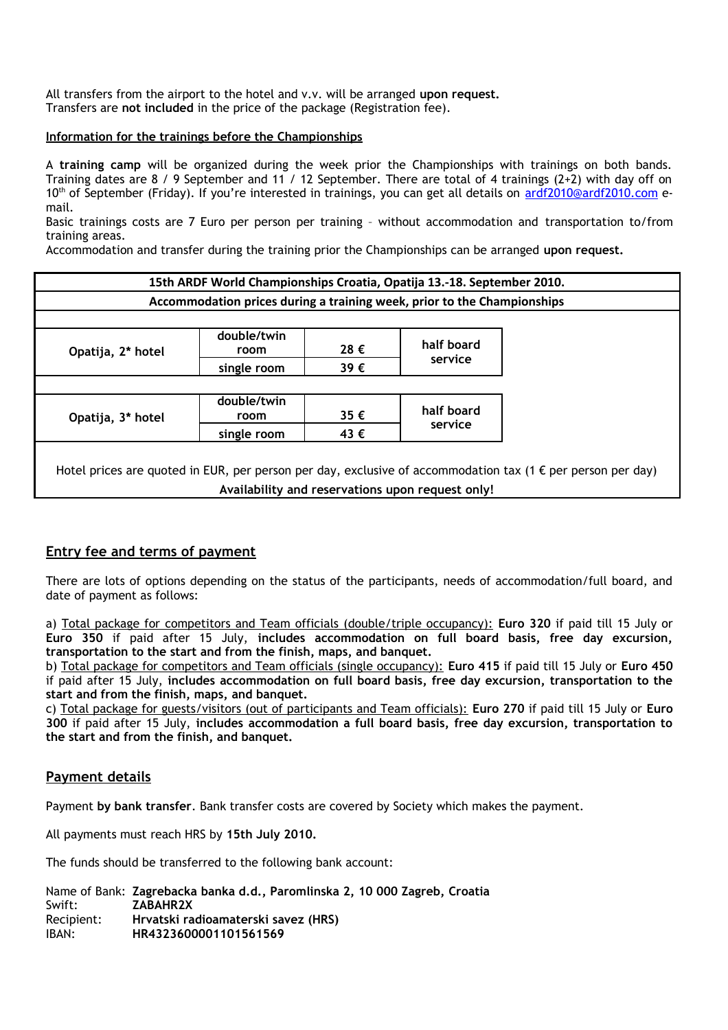All transfers from the airport to the hotel and v.v. will be arranged **upon request.**
Transfers are **not included** in the price of the package (Registration fee).

**Information for the trainings before the Championships**

A **training camp** will be organized during the week prior the Championships with trainings on both bands. Training dates are 8 / 9 September and 11 / 12 September. There are total of 4 trainings (2+2) with day off on 10th of September (Friday). If you're interested in trainings, you can get all details on ardf2010@ardf2010.com e-mail.

Basic trainings costs are 7 Euro per person per training – without accommodation and transportation to/from training areas.

Accommodation and transfer during the training prior the Championships can be arranged **upon request.**

| **15th ARDF World Championships Croatia, Opatija 13.-18. September 2010.** | | | |
|---|---|---|---|
| **Accommodation prices during a training week, prior to the Championships** | | | |
| **Opatija, 2* hotel** | **double/twin room** | **28 €** | **half board service** |
| | **single room** | **39 €** | |
| **Opatija, 3* hotel** | **double/twin room** | **35 €** | **half board service** |
| | **single room** | **43 €** | |

Hotel prices are quoted in EUR, per person per day, exclusive of accommodation tax (1 € per person per day)

**Availability and reservations upon request only!**

## Entry fee and terms of payment

There are lots of options depending on the status of the participants, needs of accommodation/full board, and date of payment as follows:

a) Total package for competitors and Team officials (double/triple occupancy): **Euro 320** if paid till 15 July or **Euro 350** if paid after 15 July, **includes accommodation on full board basis, free day excursion, transportation to the start and from the finish, maps, and banquet.**

b) Total package for competitors and Team officials (single occupancy): **Euro 415** if paid till 15 July or **Euro 450** if paid after 15 July, **includes accommodation on full board basis, free day excursion, transportation to the start and from the finish, maps, and banquet.**

c) Total package for guests/visitors (out of participants and Team officials): **Euro 270** if paid till 15 July or **Euro 300** if paid after 15 July, **includes accommodation a full board basis, free day excursion, transportation to the start and from the finish, and banquet.**

## Payment details

Payment **by bank transfer**. Bank transfer costs are covered by Society which makes the payment.

All payments must reach HRS by **15th July 2010.**

The funds should be transferred to the following bank account:

Name of Bank: **Zagrebacka banka d.d., Paromlinska 2, 10 000 Zagreb, Croatia**
Swift: **ZABAHR2X**
Recipient: **Hrvatski radioamaterski savez (HRS)**
IBAN: **HR4323600001101561569**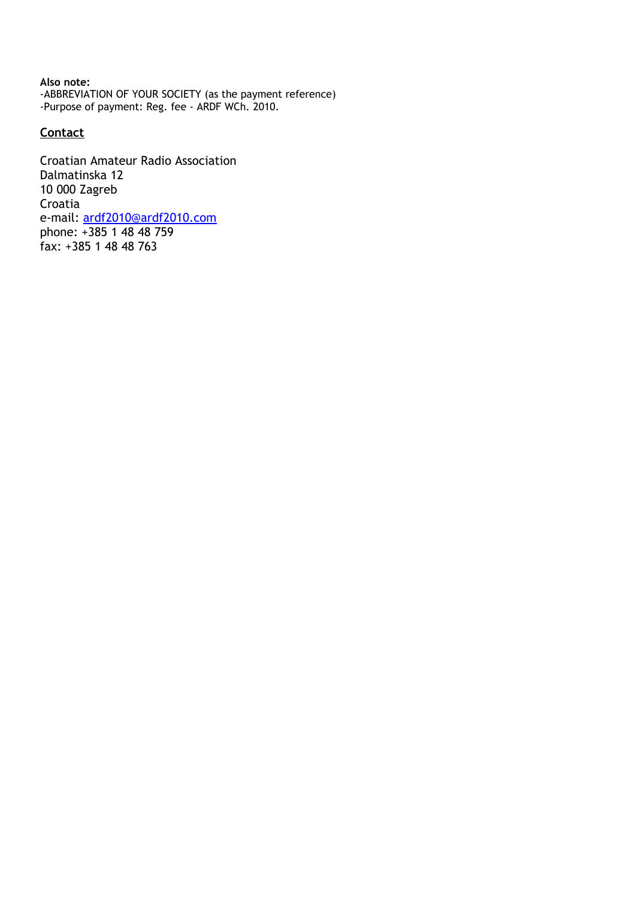**Also note:**
-ABBREVIATION OF YOUR SOCIETY (as the payment reference)
-Purpose of payment: Reg. fee - ARDF WCh. 2010.

**Contact**

Croatian Amateur Radio Association
Dalmatinska 12
10 000 Zagreb
Croatia
e-mail: ardf2010@ardf2010.com
phone: +385 1 48 48 759
fax: +385 1 48 48 763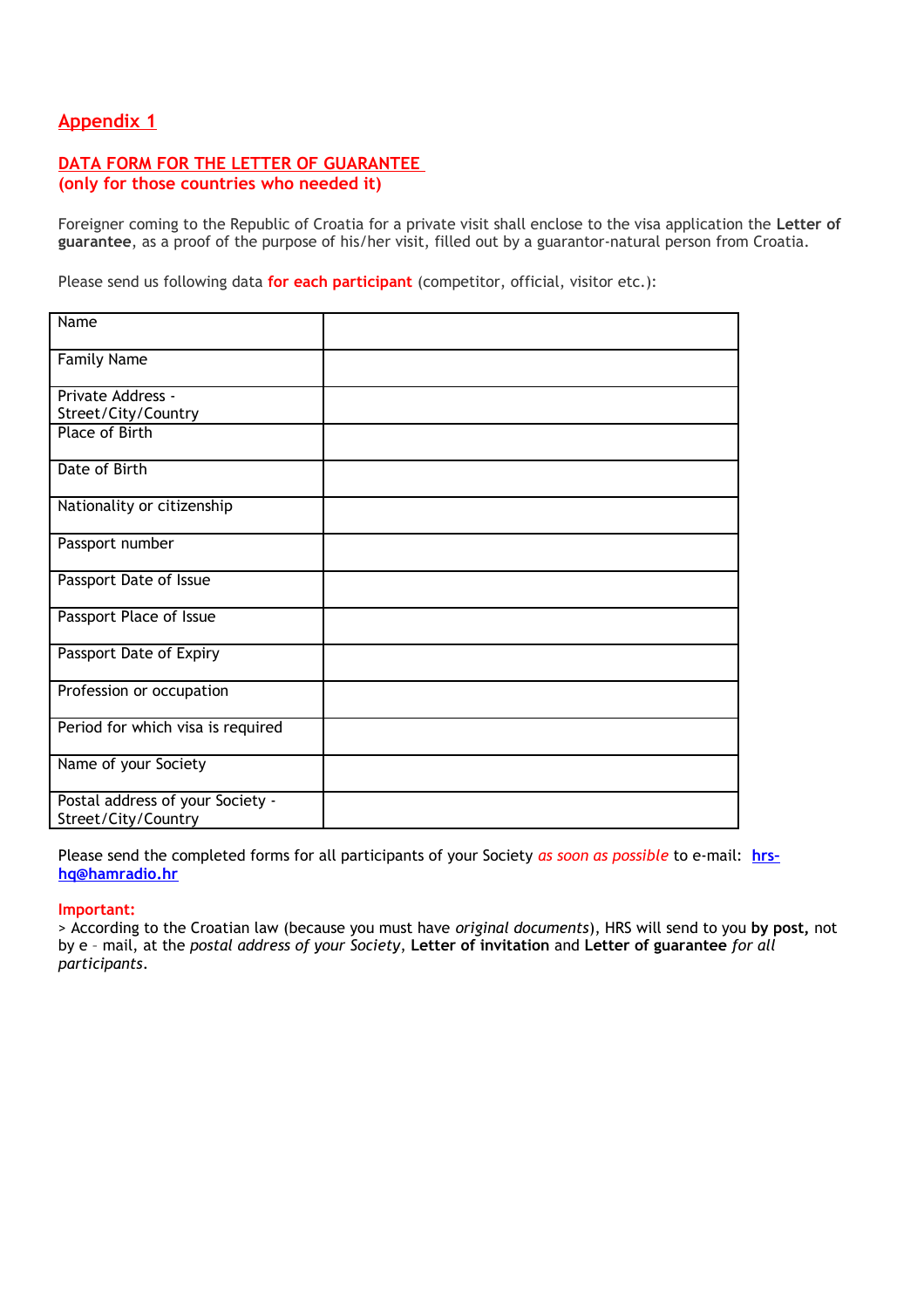## Appendix 1

### DATA FORM FOR THE LETTER OF GUARANTEE
### (only for those countries who needed it)

Foreigner coming to the Republic of Croatia for a private visit shall enclose to the visa application the **Letter of guarantee**, as a proof of the purpose of his/her visit, filled out by a guarantor-natural person from Croatia.

Please send us following data **for each participant** (competitor, official, visitor etc.):

| | |
|---|---|
| Name | |
| Family Name | |
| Private Address - Street/City/Country | |
| Place of Birth | |
| Date of Birth | |
| Nationality or citizenship | |
| Passport number | |
| Passport Date of Issue | |
| Passport Place of Issue | |
| Passport Date of Expiry | |
| Profession or occupation | |
| Period for which visa is required | |
| Name of your Society | |
| Postal address of your Society - Street/City/Country | |

Please send the completed forms for all participants of your Society *as soon as possible* to e-mail: **hrs-hq@hamradio.hr**

**Important:**

> According to the Croatian law (because you must have *original documents*), HRS will send to you **by post,** not by e – mail, at the *postal address of your Society*, **Letter of invitation** and **Letter of guarantee** *for all participants*.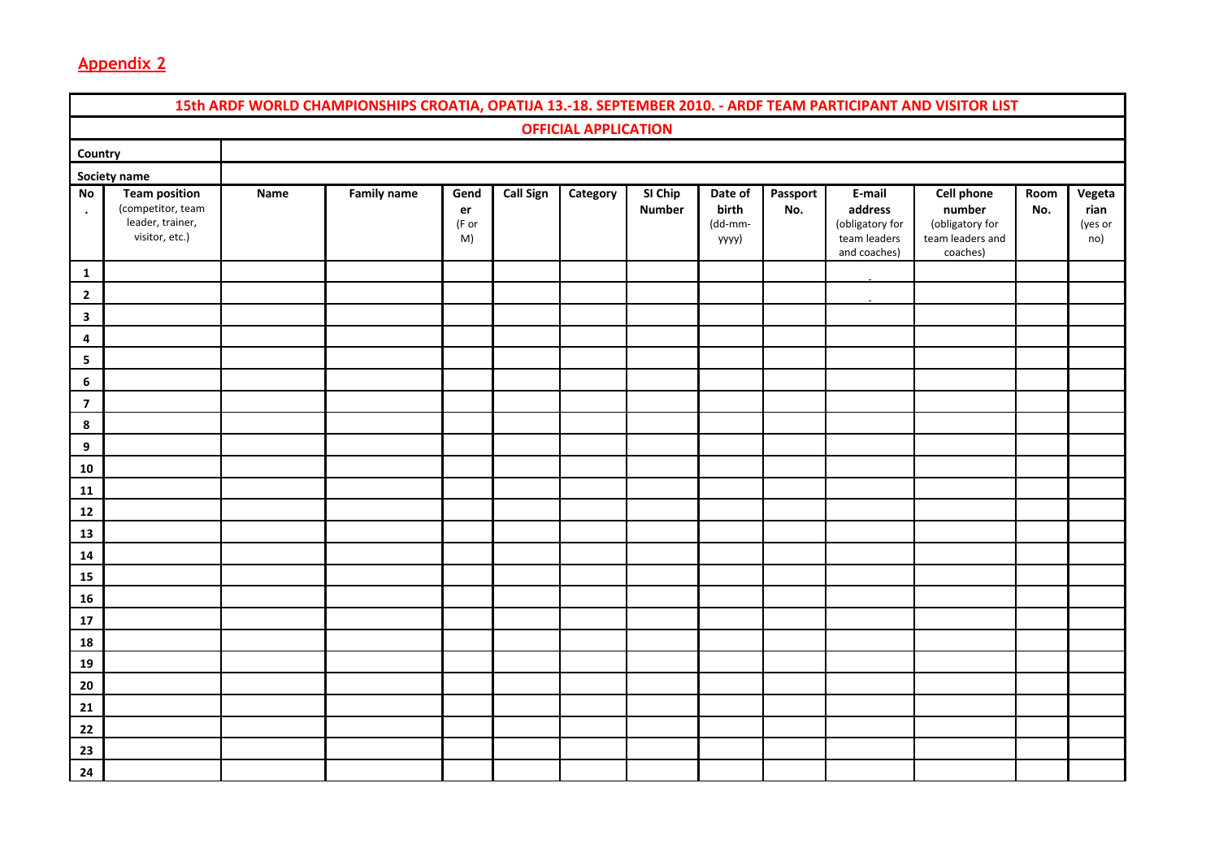## Appendix 2

| 15th ARDF WORLD CHAMPIONSHIPS CROATIA, OPATIJA 13.-18. SEPTEMBER 2010. - ARDF TEAM PARTICIPANT AND VISITOR LIST | | | | | | | | | | | | | |
|---|---|---|---|---|---|---|---|---|---|---|---|---|---|
| OFFICIAL APPLICATION | | | | | | | | | | | | | |
| Country | | | | | | | | | | | | | |
| Society name | | | | | | | | | | | | | |
| **No.** | **Team position** (competitor, team leader, trainer, visitor, etc.) | **Name** | **Family name** | **Gender** (F or M) | **Call Sign** | **Category** | **SI Chip Number** | **Date of birth** (dd-mm-yyyy) | **Passport No.** | **E-mail address** (obligatory for team leaders and coaches) | **Cell phone number** (obligatory for team leaders and coaches) | **Room No.** | **Vegetarian** (yes or no) |
| 1 | | | | | | | | | | | | | |
| 2 | | | | | | | | | | | | | |
| 3 | | | | | | | | | | | | | |
| 4 | | | | | | | | | | | | | |
| 5 | | | | | | | | | | | | | |
| 6 | | | | | | | | | | | | | |
| 7 | | | | | | | | | | | | | |
| 8 | | | | | | | | | | | | | |
| 9 | | | | | | | | | | | | | |
| 10 | | | | | | | | | | | | | |
| 11 | | | | | | | | | | | | | |
| 12 | | | | | | | | | | | | | |
| 13 | | | | | | | | | | | | | |
| 14 | | | | | | | | | | | | | |
| 15 | | | | | | | | | | | | | |
| 16 | | | | | | | | | | | | | |
| 17 | | | | | | | | | | | | | |
| 18 | | | | | | | | | | | | | |
| 19 | | | | | | | | | | | | | |
| 20 | | | | | | | | | | | | | |
| 21 | | | | | | | | | | | | | |
| 22 | | | | | | | | | | | | | |
| 23 | | | | | | | | | | | | | |
| 24 | | | | | | | | | | | | | |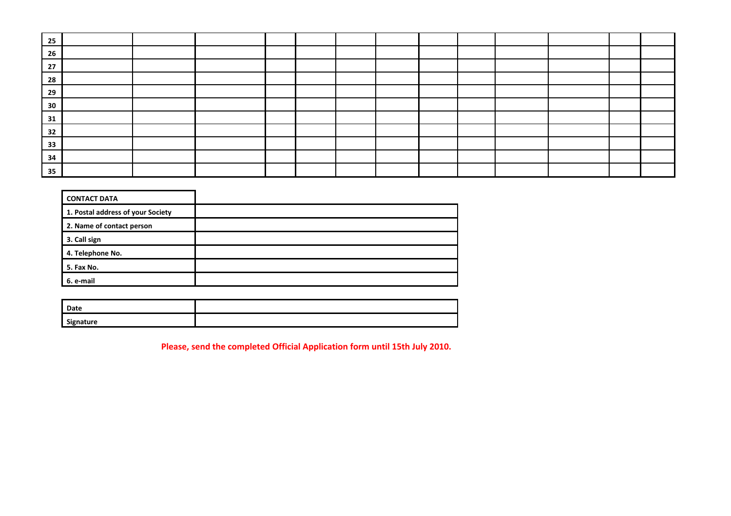| | | | | | | | | | | | | | |
|---|---|---|---|---|---|---|---|---|---|---|---|---|---|
| **25** | | | | | | | | | | | | | |
| **26** | | | | | | | | | | | | | |
| **27** | | | | | | | | | | | | | |
| **28** | | | | | | | | | | | | | |
| **29** | | | | | | | | | | | | | |
| **30** | | | | | | | | | | | | | |
| **31** | | | | | | | | | | | | | |
| **32** | | | | | | | | | | | | | |
| **33** | | | | | | | | | | | | | |
| **34** | | | | | | | | | | | | | |
| **35** | | | | | | | | | | | | | |

| **CONTACT DATA** | |
|---|---|
| **1. Postal address of your Society** | |
| **2. Name of contact person** | |
| **3. Call sign** | |
| **4. Telephone No.** | |
| **5. Fax No.** | |
| **6. e-mail** | |

| | |
|---|---|
| **Date** | |
| **Signature** | |

**Please, send the completed Official Application form until 15th July 2010.**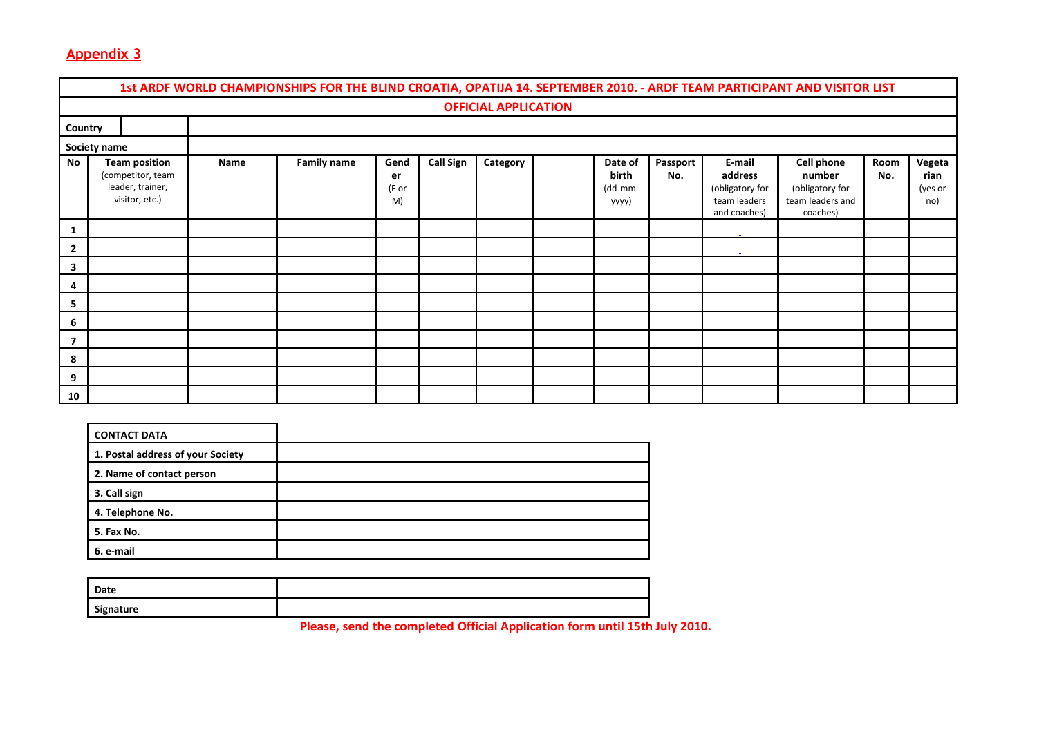## Appendix 3

**1st ARDF WORLD CHAMPIONSHIPS FOR THE BLIND CROATIA, OPATIJA 14. SEPTEMBER 2010. - ARDF TEAM PARTICIPANT AND VISITOR LIST**

**OFFICIAL APPLICATION**

| Country | | | | | | | | | | | | | | |
|---|---|---|---|---|---|---|---|---|---|---|---|---|---|---|
| Society name | | | | | | | | | | | | | | |
| **No** | **Team position** (competitor, team leader, trainer, visitor, etc.) | **Name** | **Family name** | **Gender** (F or M) | **Call Sign** | **Category** | | **Date of birth** (dd-mm-yyyy) | **Passport No.** | **E-mail address** (obligatory for team leaders and coaches) | **Cell phone number** (obligatory for team leaders and coaches) | **Room No.** | **Vegetarian** (yes or no) |
| 1 | | | | | | | | | | | | | |
| 2 | | | | | | | | | | | | | |
| 3 | | | | | | | | | | | | | |
| 4 | | | | | | | | | | | | | |
| 5 | | | | | | | | | | | | | |
| 6 | | | | | | | | | | | | | |
| 7 | | | | | | | | | | | | | |
| 8 | | | | | | | | | | | | | |
| 9 | | | | | | | | | | | | | |
| 10 | | | | | | | | | | | | | |

| CONTACT DATA | |
|---|---|
| 1. Postal address of your Society | |
| 2. Name of contact person | |
| 3. Call sign | |
| 4. Telephone No. | |
| 5. Fax No. | |
| 6. e-mail | |

| Date | |
|---|---|
| Signature | |

**Please, send the completed Official Application form until 15th July 2010.**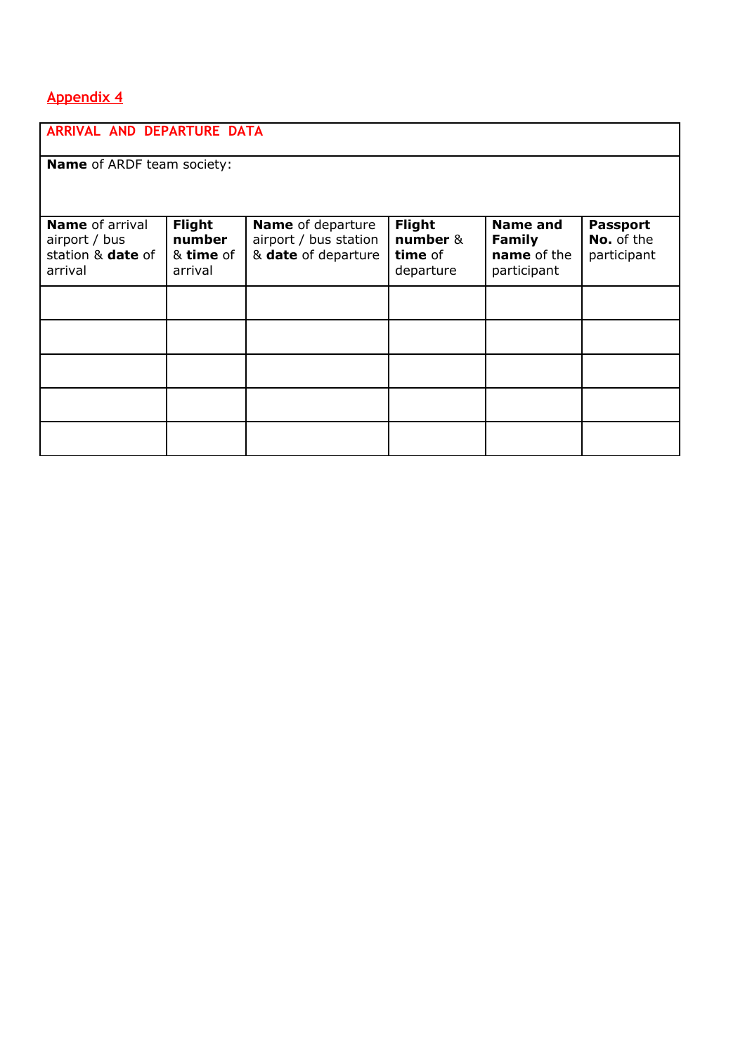Appendix 4

| ARRIVAL AND DEPARTURE DATA | | | | | |
|---|---|---|---|---|---|
| **Name** of ARDF team society: | | | | | |
| **Name** of arrival airport / bus station & **date** of arrival | **Flight number** & **time** of arrival | **Name** of departure airport / bus station & **date** of departure | **Flight number** & **time** of departure | **Name and Family name** of the participant | **Passport No.** of the participant |
| | | | | | |
| | | | | | |
| | | | | | |
| | | | | | |
| | | | | | |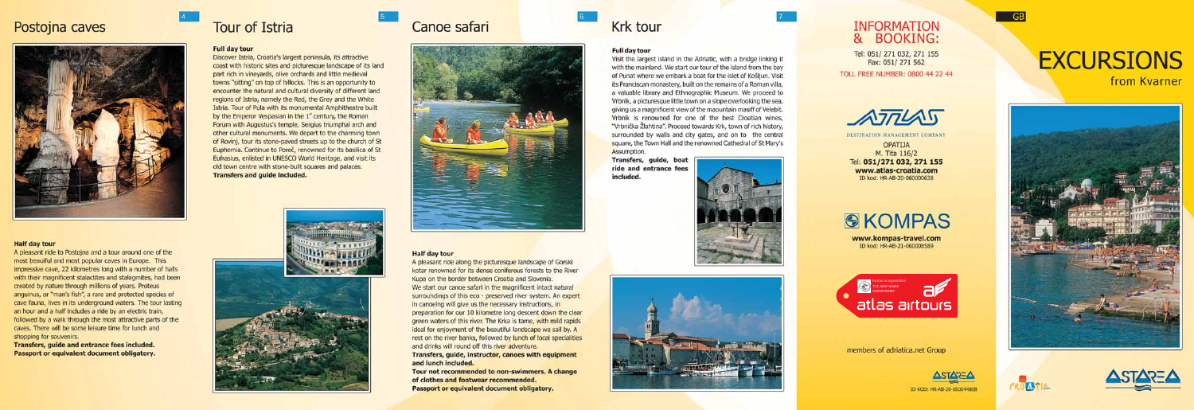## Postojna caves

### Half day tour

A pleasant ride to Postojna and a tour around one of the most beautiful and most popular caves in Europe. This impressive cave, 22 kilometres long with a number of halls with their magnificent stalactites and stalagmites, had been created by nature through millions of years. Proteus anguinus, or "man's fish", a rare and protected species of cave fauna, lives in its underground waters. The tour lasting an hour and a half includes a ride by an electric train, followed by a walk through the most attractive parts of the caves. There will be some leisure time for lunch and shopping for souvenirs.

**Transfers, guide and entrance fees included.**
**Passport or equivalent document obligatory.**

## Tour of Istria

### Full day tour

Discover Istria, Croatia's largest peninsula, its attractive coast with historic sites and picturesque landscape of its land part rich in vineyards, olive orchards and little medieval towns "sitting" on top of hillocks. This is an opportunity to encounter the natural and cultural diversity of different land regions of Istria, namely the Red, the Grey and the White Istria. Tour of Pula with its monumental Amphitheatre built by the Emperor Vespasian in the 1st century, the Roman Forum with Augustus's temple, Sergius triumphal arch and other cultural monuments. We depart to the charming town of Rovinj, tour its stone-paved streets up to the church of St Euphemia. Continue to Poreč, renowned for its basilica of St Eufrasius, enlisted in UNESCO World Heritage, and visit its old town centre with stone-built squares and palaces.

**Transfers and guide included.**

## Canoe safari

### Half day tour

A pleasant ride along the picturesque landscape of Gorski kotar renowned for its dense coniferous forests to the River Kupa on the border between Croatia and Slovenia.

We start our canoe safari in the magnificent intact natural surroundings of this eco - preserved river system. An expert in canoeing will give us the necessary instructions, in preparation for our 10 kilometre long descent down the clear green waters of this river. The Krka is tame, with mild rapids ideal for enjoyment of the beautiful landscape we sail by. A rest on the river banks, followed by lunch of local specialities and drinks will round off this river adventure.

**Transfers, guide, instructor, canoes with equipment and lunch included.**

**Tour not recommended to non-swimmers. A change of clothes and footwear recommended.**
**Passport or equivalent document obligatory.**

## Krk tour

### Full day tour

Visit the largest island in the Adriatic, with a bridge linking it with the mainland. We start our tour of the island from the bay of Punat where we embark a boat for the islet of Košljun. Visit its Franciscan monastery, built on the remains of a Roman villa, a valuable library and Ethnographic Museum. We proceed to Vrbnik, a picturesque little town on a slope overlooking the sea, giving us a magnificent view of the mountain massif of Velebit. Vrbnik is renowned for one of the best Croatian wines, "Vrbnička Žlahtina". Proceed towards Krk, town of rich history, surrounded by walls and city gates, and on to the central square, the Town Hall and the renowned Cathedral of St Mary's Assumption.

**Transfers, guide, boat ride and entrance fees included.**

## INFORMATION & BOOKING:

Tel: 051/ 271 032, 271 155
Fax: 051/ 271 562
TOLL FREE NUMBER: 0800 44 22 44

ATLAS
DESTINATION MANAGEMENT COMPANY
OPATIJA
M. Tita 116/2
Tel: **051/271 032, 271 155**
**www.atlas-croatia.com**
ID kod: HR-AB-20-060000638

KOMPAS
**www.kompas-travel.com**
ID kod: HR-AB-21-060008589

atlas airtours

members of adriatica.net Group

ASTAREA
ID KOD: HR-AB-20-060044808

GB

# EXCURSIONS
from Kvarner

CROATIA

ASTAREA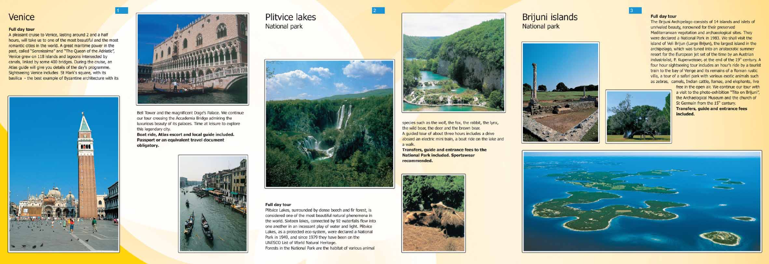# Venice

**Full day tour**

A pleasant cruise to Venice, lasting around 2 and a half hours, will take us to one of the most beautiful and the most romantic cities in the world. A great maritime power in the past, called "Serenissima" and "The Queen of the Adriatic", Venice grew on 118 islands and lagoons intersected by canals, linked by some 400 bridges. During the cruise, an Atlas guide will give you details of the day's programme. Sightseeing Venice includes St Mark's square, with its basilica - the best example of Byzantine architecture with its Bell Tower and the magnificent Doge's Palace. We continue our tour crossing the Accademia Bridge admiring the luxurious beauty of its palaces. Time at leisure to explore this legendary city.

**Boat ride, Atlas escort and local guide included. Passport or an equivalent travel document obligatory.**

# Plitvice lakes

## National park

**Full day tour**

Plitvice Lakes, surrounded by dense beech and fir forest, is considered one of the most beautiful natural phenomena in the world. Sixteen lakes, connected by 92 waterfalls flow into one another in an incessant play of water and light. Plitvice Lakes, as a protected eco-system, were declared a National Park in 1949, and since 1979 they have been on the UNESCO List of World Natural Heritage.

Forests in the National Park are the habitat of various animal species such as the wolf, the fox, the rabbit, the lynx, the wild boar, the deer and the brown bear.

A guided tour of about three hours includes a drive aboard an electric mini train, a boat ride on the lake and a walk.

**Transfers, guide and entrance fees to the National Park included. Sportswear recommended.**

# Brijuni islands

## National park

**Full day tour**

The Brijuni Archipelago consists of 14 islands and islets of unrivaled beauty, renowned for their preserved Mediterranean vegetation and archaeological sites. They were declared a National Park in 1983. We shall visit the island of Veli Brijun (Large Brijun), the largest island in the archipelago, which was tuned into an aristocratic summer resort for the European jet set of the time by an Austrian industrialist, P. Kuperweisser, at the end of the 19th century. A four hour sightseeing tour includes an hour's ride by a tourist train to the bay of Verige and its remains of a Roman rustic villa, a tour of a safari park with various exotic animals such as zebras, camels, Indian cattle, llamas, and elephants, live free in the open air. We continue our tour with a visit to the photo-exhibition "Tito on Brijuni", the Archaeological Museum and the church of St Germain from the 15th century.

**Transfers, guide and entrance fees included.**